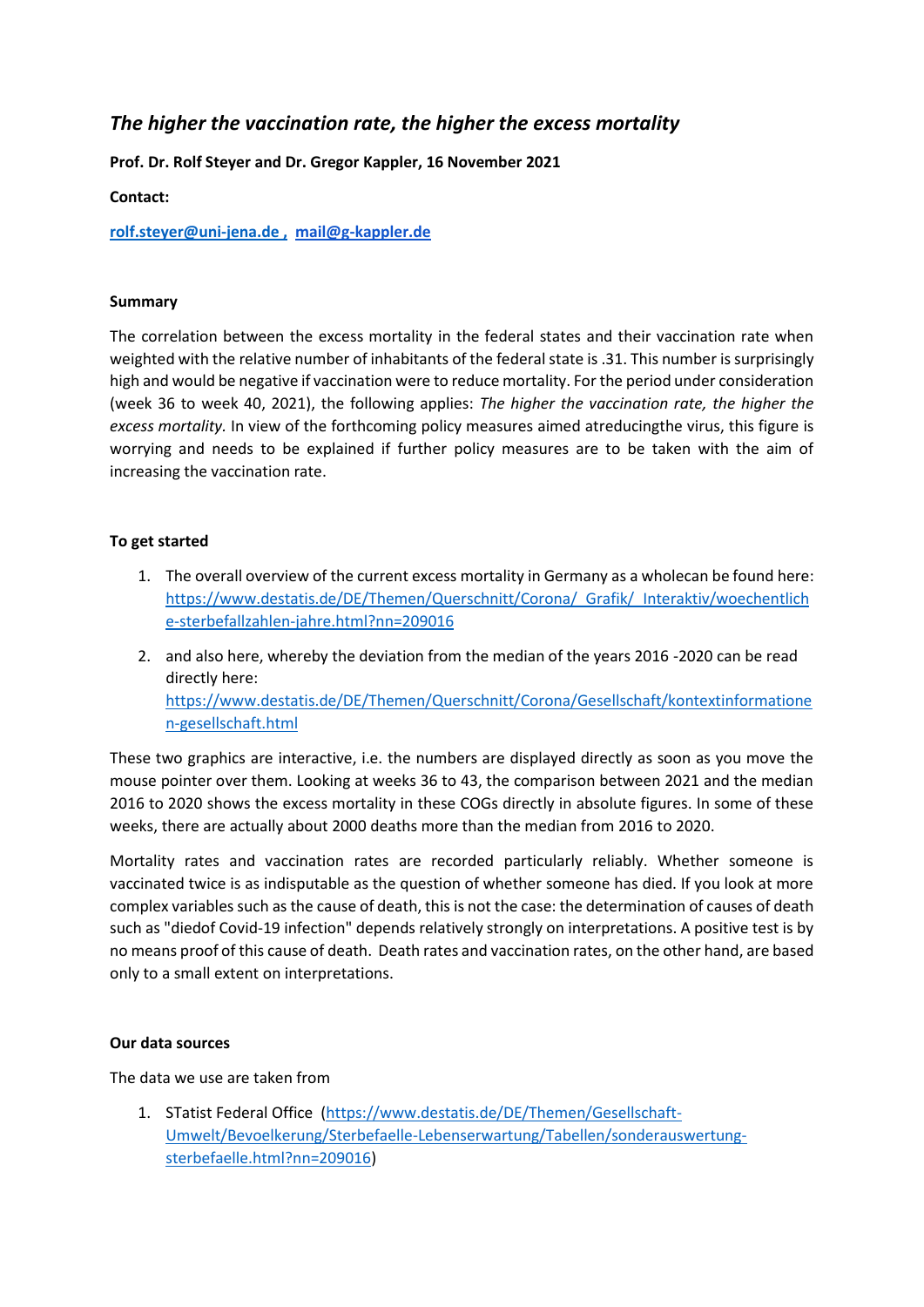# *The higher the vaccination rate, the higher the excess mortality*

**Prof. Dr. Rolf Steyer and Dr. Gregor Kappler, 16 November 2021**

**Contact:**

**rolf.steyer@uni-jena.de , mail@g-kappler.de**

**Summary**

The correlation between the excess mortality in the federal states and their vaccination rate when weighted with the relative number of inhabitants of the federal state is .31. This number is surprisingly high and would be negative if vaccination were to reduce mortality. For the period under consideration (week 36 to week 40, 2021), the following applies: *The higher the vaccination rate, the higher the excess mortality.* In view of the forthcoming policy measures aimed atreducingthe virus, this figure is worrying and needs to be explained if further policy measures are to be taken with the aim of increasing the vaccination rate.

**To get started**

1. The overall overview of the current excess mortality in Germany as a wholecan be found here: https://www.destatis.de/DE/Themen/Querschnitt/Corona/_Grafik/_Interaktiv/woechentliche-sterbefallzahlen-jahre.html?nn=209016
2. and also here, whereby the deviation from the median of the years 2016 -2020 can be read directly here: https://www.destatis.de/DE/Themen/Querschnitt/Corona/Gesellschaft/kontextinformationen-gesellschaft.html

These two graphics are interactive, i.e. the numbers are displayed directly as soon as you move the mouse pointer over them. Looking at weeks 36 to 43, the comparison between 2021 and the median 2016 to 2020 shows the excess mortality in these COGs directly in absolute figures. In some of these weeks, there are actually about 2000 deaths more than the median from 2016 to 2020.

Mortality rates and vaccination rates are recorded particularly reliably. Whether someone is vaccinated twice is as indisputable as the question of whether someone has died. If you look at more complex variables such as the cause of death, this is not the case: the determination of causes of death such as "diedof Covid-19 infection" depends relatively strongly on interpretations. A positive test is by no means proof of this cause of death. Death rates and vaccination rates, on the other hand, are based only to a small extent on interpretations.

**Our data sources**

The data we use are taken from

1. STatist Federal Office (https://www.destatis.de/DE/Themen/Gesellschaft-Umwelt/Bevoelkerung/Sterbefaelle-Lebenserwartung/Tabellen/sonderauswertung-sterbefaelle.html?nn=209016)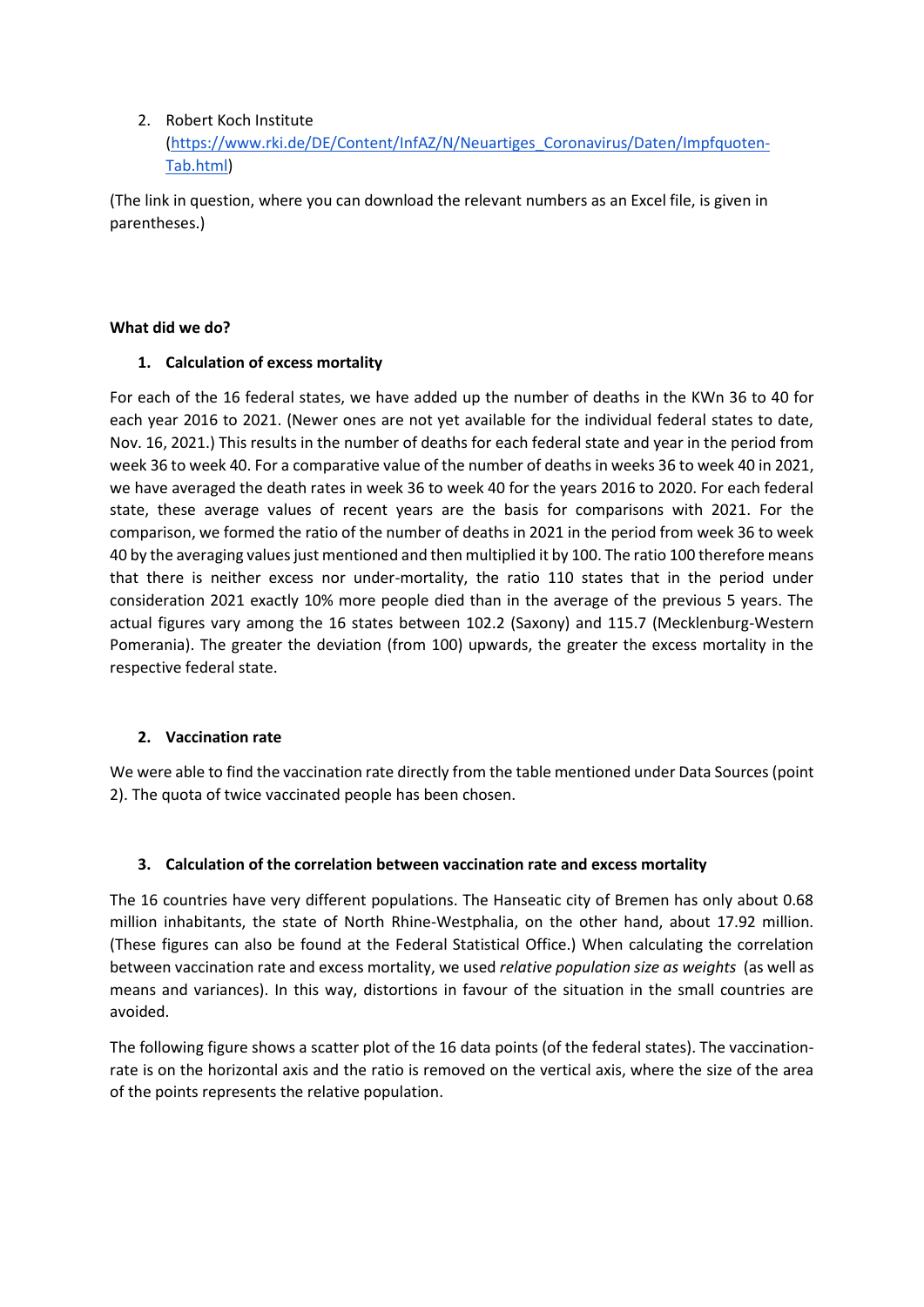2. Robert Koch Institute ([https://www.rki.de/DE/Content/InfAZ/N/Neuartiges_Coronavirus/Daten/Impfquoten-Tab.html](https://www.rki.de/DE/Content/InfAZ/N/Neuartiges_Coronavirus/Daten/Impfquoten-Tab.html))

(The link in question, where you can download the relevant numbers as an Excel file, is given in parentheses.)

**What did we do?**

1. **Calculation of excess mortality**

For each of the 16 federal states, we have added up the number of deaths in the KWn 36 to 40 for each year 2016 to 2021. (Newer ones are not yet available for the individual federal states to date, Nov. 16, 2021.) This results in the number of deaths for each federal state and year in the period from week 36 to week 40. For a comparative value of the number of deaths in weeks 36 to week 40 in 2021, we have averaged the death rates in week 36 to week 40 for the years 2016 to 2020. For each federal state, these average values of recent years are the basis for comparisons with 2021. For the comparison, we formed the ratio of the number of deaths in 2021 in the period from week 36 to week 40 by the averaging values just mentioned and then multiplied it by 100. The ratio 100 therefore means that there is neither excess nor under-mortality, the ratio 110 states that in the period under consideration 2021 exactly 10% more people died than in the average of the previous 5 years. The actual figures vary among the 16 states between 102.2 (Saxony) and 115.7 (Mecklenburg-Western Pomerania). The greater the deviation (from 100) upwards, the greater the excess mortality in the respective federal state.

2. **Vaccination rate**

We were able to find the vaccination rate directly from the table mentioned under Data Sources (point 2). The quota of twice vaccinated people has been chosen.

3. **Calculation of the correlation between vaccination rate and excess mortality**

The 16 countries have very different populations. The Hanseatic city of Bremen has only about 0.68 million inhabitants, the state of North Rhine-Westphalia, on the other hand, about 17.92 million. (These figures can also be found at the Federal Statistical Office.) When calculating the correlation between vaccination rate and excess mortality, we used *relative population size as weights* (as well as means and variances). In this way, distortions in favour of the situation in the small countries are avoided.

The following figure shows a scatter plot of the 16 data points (of the federal states). The vaccination-rate is on the horizontal axis and the ratio is removed on the vertical axis, where the size of the area of the points represents the relative population.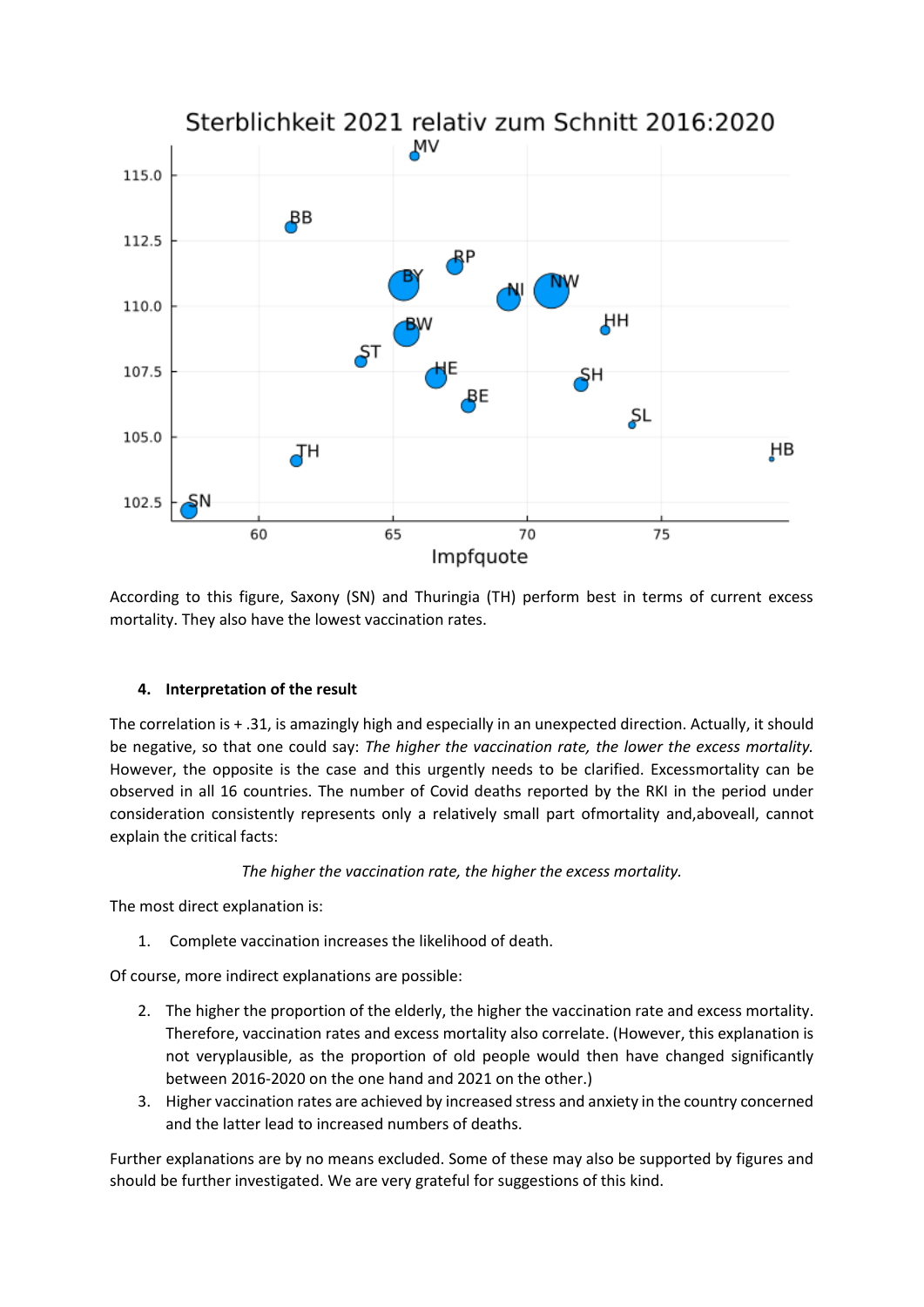Sterblichkeit 2021 relativ zum Schnitt 2016:2020

115.0
112.5
110.0
107.5
105.0
102.5

60
65
70
75

Impfquote

MV, BB, RP, BY, NI, NW, BW, HH, ST, HE, SH, BE, SL, TH, HB, SN

According to this figure, Saxony (SN) and Thuringia (TH) perform best in terms of current excess mortality. They also have the lowest vaccination rates.

### 4. Interpretation of the result

The correlation is + .31, is amazingly high and especially in an unexpected direction. Actually, it should be negative, so that one could say: *The higher the vaccination rate, the lower the excess mortality.* However, the opposite is the case and this urgently needs to be clarified. Excessmortality can be observed in all 16 countries. The number of Covid deaths reported by the RKI in the period under consideration consistently represents only a relatively small part ofmortality and,aboveall, cannot explain the critical facts:

*The higher the vaccination rate, the higher the excess mortality.*

The most direct explanation is:

1. Complete vaccination increases the likelihood of death.

Of course, more indirect explanations are possible:

2. The higher the proportion of the elderly, the higher the vaccination rate and excess mortality. Therefore, vaccination rates and excess mortality also correlate. (However, this explanation is not veryplausible, as the proportion of old people would then have changed significantly between 2016-2020 on the one hand and 2021 on the other.)
3. Higher vaccination rates are achieved by increased stress and anxiety in the country concerned and the latter lead to increased numbers of deaths.

Further explanations are by no means excluded. Some of these may also be supported by figures and should be further investigated. We are very grateful for suggestions of this kind.